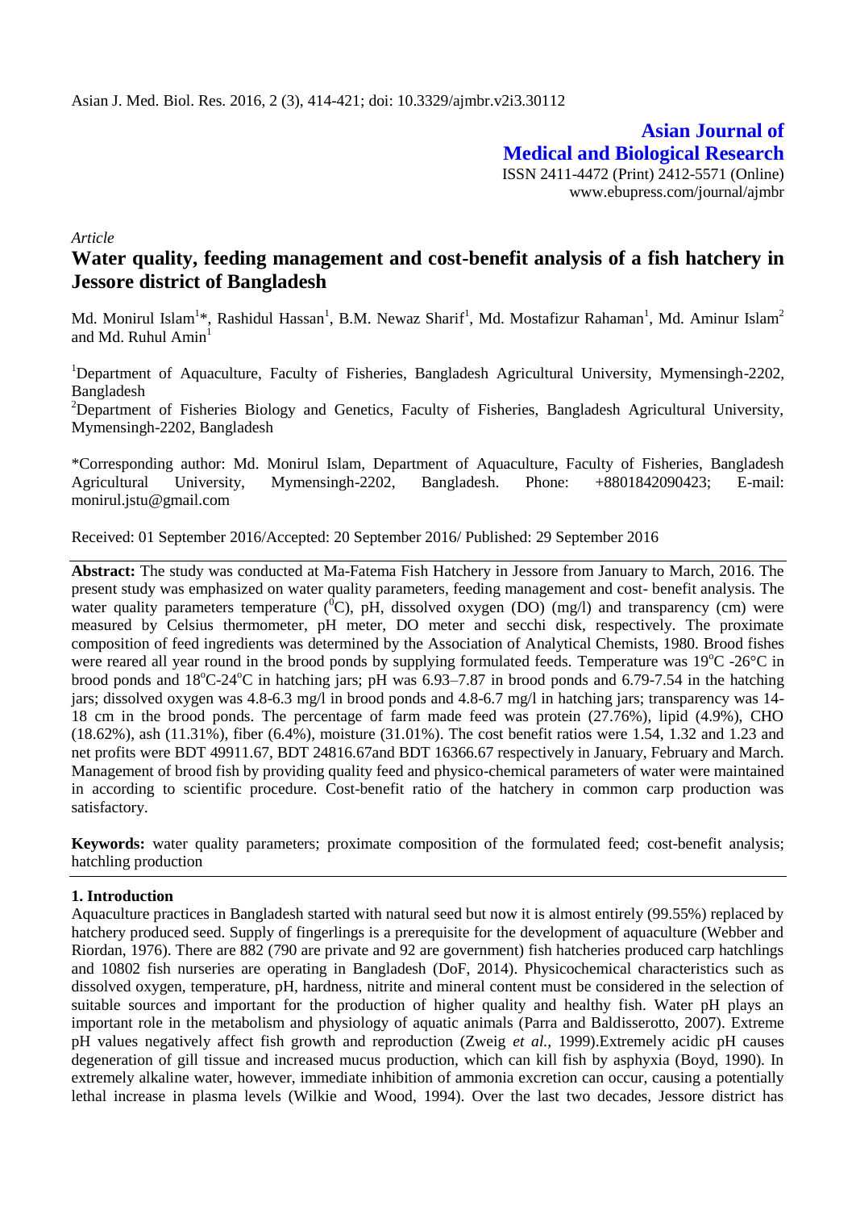**Asian Journal of Medical and Biological Research**

ISSN 2411-4472 (Print) 2412-5571 (Online)
www.ebupress.com/journal/ajmbr

*Article*

# Water quality, feeding management and cost-benefit analysis of a fish hatchery in Jessore district of Bangladesh

Md. Monirul Islam[1]*, Rashidul Hassan[1], B.M. Newaz Sharif[1], Md. Mostafizur Rahaman[1], Md. Aminur Islam[2] and Md. Ruhul Amin[1]

[1]Department of Aquaculture, Faculty of Fisheries, Bangladesh Agricultural University, Mymensingh-2202, Bangladesh

[2]Department of Fisheries Biology and Genetics, Faculty of Fisheries, Bangladesh Agricultural University, Mymensingh-2202, Bangladesh

*Corresponding author: Md. Monirul Islam, Department of Aquaculture, Faculty of Fisheries, Bangladesh Agricultural University, Mymensingh-2202, Bangladesh. Phone: +8801842090423; E-mail: monirul.jstu@gmail.com

Received: 01 September 2016/Accepted: 20 September 2016/ Published: 29 September 2016

**Abstract:** The study was conducted at Ma-Fatema Fish Hatchery in Jessore from January to March, 2016. The present study was emphasized on water quality parameters, feeding management and cost- benefit analysis. The water quality parameters temperature ($^0$C), pH, dissolved oxygen (DO) (mg/l) and transparency (cm) were measured by Celsius thermometer, pH meter, DO meter and secchi disk, respectively. The proximate composition of feed ingredients was determined by the Association of Analytical Chemists, 1980. Brood fishes were reared all year round in the brood ponds by supplying formulated feeds. Temperature was 19$^o$C -26°C in brood ponds and 18$^o$C-24$^o$C in hatching jars; pH was 6.93–7.87 in brood ponds and 6.79-7.54 in the hatching jars; dissolved oxygen was 4.8-6.3 mg/l in brood ponds and 4.8-6.7 mg/l in hatching jars; transparency was 14-18 cm in the brood ponds. The percentage of farm made feed was protein (27.76%), lipid (4.9%), CHO (18.62%), ash (11.31%), fiber (6.4%), moisture (31.01%). The cost benefit ratios were 1.54, 1.32 and 1.23 and net profits were BDT 49911.67, BDT 24816.67and BDT 16366.67 respectively in January, February and March. Management of brood fish by providing quality feed and physico-chemical parameters of water were maintained in according to scientific procedure. Cost-benefit ratio of the hatchery in common carp production was satisfactory.

**Keywords:** water quality parameters; proximate composition of the formulated feed; cost-benefit analysis; hatchling production

## 1. Introduction

Aquaculture practices in Bangladesh started with natural seed but now it is almost entirely (99.55%) replaced by hatchery produced seed. Supply of fingerlings is a prerequisite for the development of aquaculture (Webber and Riordan, 1976). There are 882 (790 are private and 92 are government) fish hatcheries produced carp hatchlings and 10802 fish nurseries are operating in Bangladesh (DoF, 2014). Physicochemical characteristics such as dissolved oxygen, temperature, pH, hardness, nitrite and mineral content must be considered in the selection of suitable sources and important for the production of higher quality and healthy fish. Water pH plays an important role in the metabolism and physiology of aquatic animals (Parra and Baldisserotto, 2007). Extreme pH values negatively affect fish growth and reproduction (Zweig *et al.,* 1999).Extremely acidic pH causes degeneration of gill tissue and increased mucus production, which can kill fish by asphyxia (Boyd, 1990). In extremely alkaline water, however, immediate inhibition of ammonia excretion can occur, causing a potentially lethal increase in plasma levels (Wilkie and Wood, 1994). Over the last two decades, Jessore district has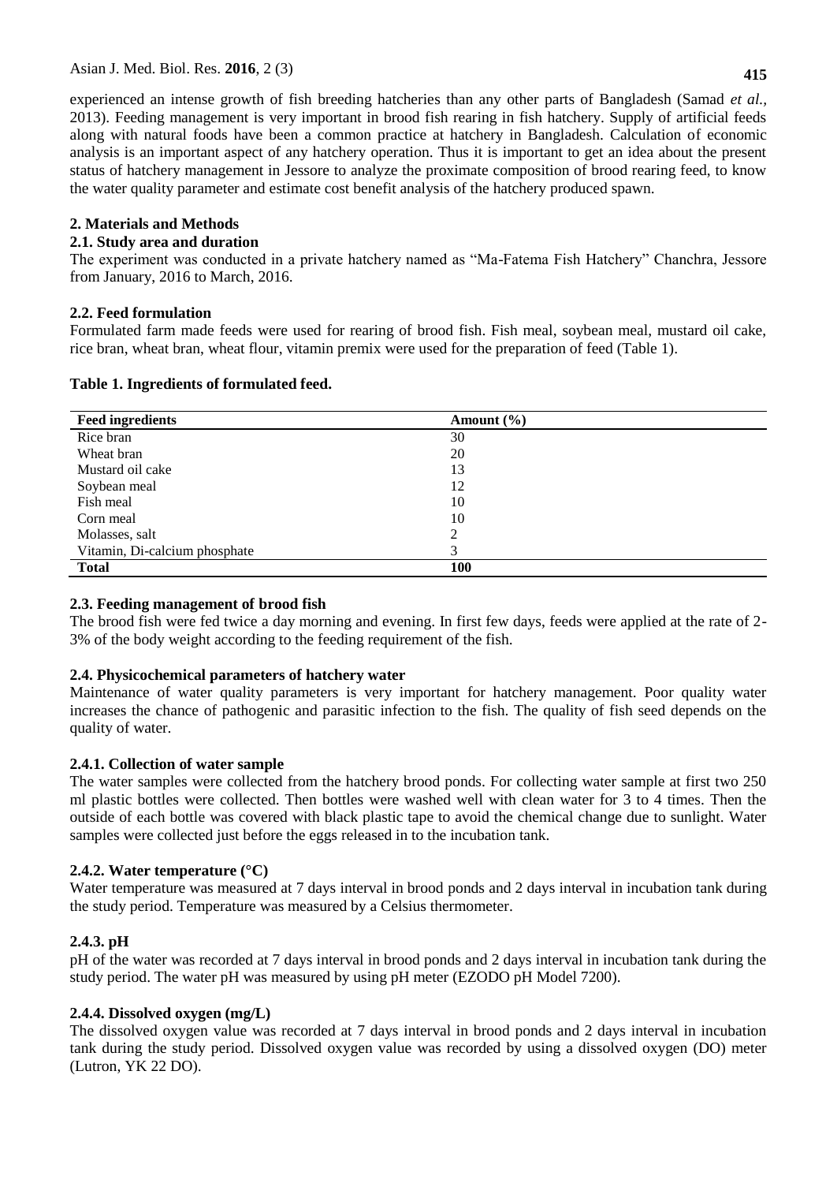experienced an intense growth of fish breeding hatcheries than any other parts of Bangladesh (Samad *et al.*, 2013). Feeding management is very important in brood fish rearing in fish hatchery. Supply of artificial feeds along with natural foods have been a common practice at hatchery in Bangladesh. Calculation of economic analysis is an important aspect of any hatchery operation. Thus it is important to get an idea about the present status of hatchery management in Jessore to analyze the proximate composition of brood rearing feed, to know the water quality parameter and estimate cost benefit analysis of the hatchery produced spawn.

## 2. Materials and Methods

### 2.1. Study area and duration

The experiment was conducted in a private hatchery named as "Ma-Fatema Fish Hatchery" Chanchra, Jessore from January, 2016 to March, 2016.

### 2.2. Feed formulation

Formulated farm made feeds were used for rearing of brood fish. Fish meal, soybean meal, mustard oil cake, rice bran, wheat bran, wheat flour, vitamin premix were used for the preparation of feed (Table 1).

**Table 1. Ingredients of formulated feed.**

| Feed ingredients | Amount (%) |
|---|---|
| Rice bran | 30 |
| Wheat bran | 20 |
| Mustard oil cake | 13 |
| Soybean meal | 12 |
| Fish meal | 10 |
| Corn meal | 10 |
| Molasses, salt | 2 |
| Vitamin, Di-calcium phosphate | 3 |
| **Total** | **100** |

### 2.3. Feeding management of brood fish

The brood fish were fed twice a day morning and evening. In first few days, feeds were applied at the rate of 2-3% of the body weight according to the feeding requirement of the fish.

### 2.4. Physicochemical parameters of hatchery water

Maintenance of water quality parameters is very important for hatchery management. Poor quality water increases the chance of pathogenic and parasitic infection to the fish. The quality of fish seed depends on the quality of water.

#### 2.4.1. Collection of water sample

The water samples were collected from the hatchery brood ponds. For collecting water sample at first two 250 ml plastic bottles were collected. Then bottles were washed well with clean water for 3 to 4 times. Then the outside of each bottle was covered with black plastic tape to avoid the chemical change due to sunlight. Water samples were collected just before the eggs released in to the incubation tank.

#### 2.4.2. Water temperature (°C)

Water temperature was measured at 7 days interval in brood ponds and 2 days interval in incubation tank during the study period. Temperature was measured by a Celsius thermometer.

#### 2.4.3. pH

pH of the water was recorded at 7 days interval in brood ponds and 2 days interval in incubation tank during the study period. The water pH was measured by using pH meter (EZODO pH Model 7200).

#### 2.4.4. Dissolved oxygen (mg/L)

The dissolved oxygen value was recorded at 7 days interval in brood ponds and 2 days interval in incubation tank during the study period. Dissolved oxygen value was recorded by using a dissolved oxygen (DO) meter (Lutron, YK 22 DO).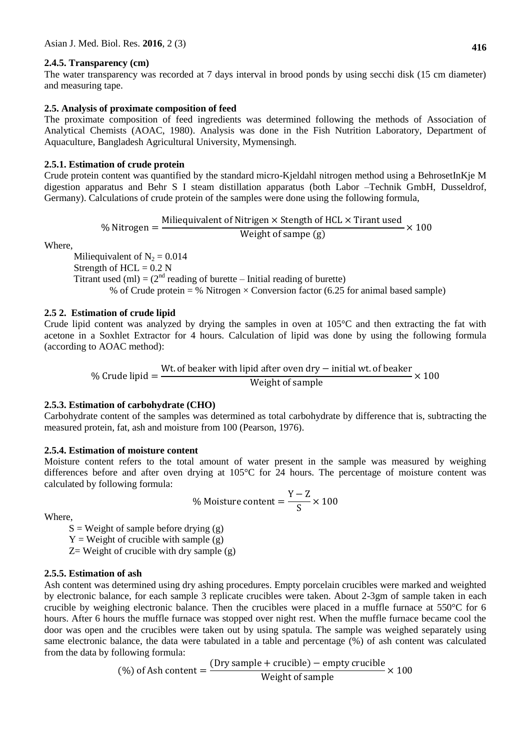#### 2.4.5. Transparency (cm)

The water transparency was recorded at 7 days interval in brood ponds by using secchi disk (15 cm diameter) and measuring tape.

### 2.5. Analysis of proximate composition of feed

The proximate composition of feed ingredients was determined following the methods of Association of Analytical Chemists (AOAC, 1980). Analysis was done in the Fish Nutrition Laboratory, Department of Aquaculture, Bangladesh Agricultural University, Mymensingh.

#### 2.5.1. Estimation of crude protein

Crude protein content was quantified by the standard micro-Kjeldahl nitrogen method using a BehrosetInKje M digestion apparatus and Behr S I steam distillation apparatus (both Labor –Technik GmbH, Dusseldrof, Germany). Calculations of crude protein of the samples were done using the following formula,

$$\% \text{ Nitrogen} = \frac{\text{Miliequivalent of Nitrigen} \times \text{Stength of HCL} \times \text{Tirant used}}{\text{Weight of sampe (g)}} \times 100$$

Where,

Miliequivalent of $N_2$ = 0.014

Strength of HCL = 0.2 N

Titrant used (ml) = ($2^{nd}$ reading of burette – Initial reading of burette)

% of Crude protein = % Nitrogen × Conversion factor (6.25 for animal based sample)

#### 2.5 2. Estimation of crude lipid

Crude lipid content was analyzed by drying the samples in oven at 105°C and then extracting the fat with acetone in a Soxhlet Extractor for 4 hours. Calculation of lipid was done by using the following formula (according to AOAC method):

$$\% \text{ Crude lipid} = \frac{\text{Wt. of beaker with lipid after oven dry} - \text{initial wt. of beaker}}{\text{Weight of sample}} \times 100$$

#### 2.5.3. Estimation of carbohydrate (CHO)

Carbohydrate content of the samples was determined as total carbohydrate by difference that is, subtracting the measured protein, fat, ash and moisture from 100 (Pearson, 1976).

#### 2.5.4. Estimation of moisture content

Moisture content refers to the total amount of water present in the sample was measured by weighing differences before and after oven drying at 105°C for 24 hours. The percentage of moisture content was calculated by following formula:

$$\% \text{ Moisture content} = \frac{Y - Z}{S} \times 100$$

Where,

S = Weight of sample before drying (g)

Y = Weight of crucible with sample (g)

Z= Weight of crucible with dry sample (g)

#### 2.5.5. Estimation of ash

Ash content was determined using dry ashing procedures. Empty porcelain crucibles were marked and weighted by electronic balance, for each sample 3 replicate crucibles were taken. About 2-3gm of sample taken in each crucible by weighing electronic balance. Then the crucibles were placed in a muffle furnace at 550°C for 6 hours. After 6 hours the muffle furnace was stopped over night rest. When the muffle furnace became cool the door was open and the crucibles were taken out by using spatula. The sample was weighed separately using same electronic balance, the data were tabulated in a table and percentage (%) of ash content was calculated from the data by following formula:

$$(\%) \text{ of Ash content} = \frac{(\text{Dry sample} + \text{crucible}) - \text{empty crucible}}{\text{Weight of sample}} \times 100$$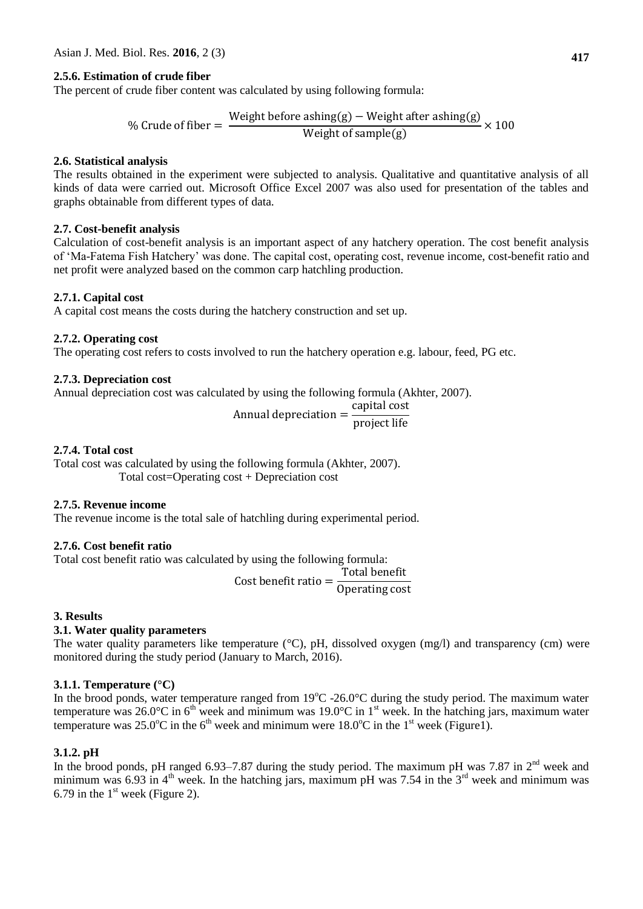### 2.5.6. Estimation of crude fiber

The percent of crude fiber content was calculated by using following formula:

$$\% \text{ Crude of fiber} = \frac{\text{Weight before ashing(g)} - \text{Weight after ashing(g)}}{\text{Weight of sample(g)}} \times 100$$

## 2.6. Statistical analysis

The results obtained in the experiment were subjected to analysis. Qualitative and quantitative analysis of all kinds of data were carried out. Microsoft Office Excel 2007 was also used for presentation of the tables and graphs obtainable from different types of data.

## 2.7. Cost-benefit analysis

Calculation of cost-benefit analysis is an important aspect of any hatchery operation. The cost benefit analysis of 'Ma-Fatema Fish Hatchery' was done. The capital cost, operating cost, revenue income, cost-benefit ratio and net profit were analyzed based on the common carp hatchling production.

### 2.7.1. Capital cost

A capital cost means the costs during the hatchery construction and set up.

### 2.7.2. Operating cost

The operating cost refers to costs involved to run the hatchery operation e.g. labour, feed, PG etc.

### 2.7.3. Depreciation cost

Annual depreciation cost was calculated by using the following formula (Akhter, 2007).

$$\text{Annual depreciation} = \frac{\text{capital cost}}{\text{project life}}$$

### 2.7.4. Total cost

Total cost was calculated by using the following formula (Akhter, 2007).

Total cost=Operating cost + Depreciation cost

### 2.7.5. Revenue income

The revenue income is the total sale of hatchling during experimental period.

### 2.7.6. Cost benefit ratio

Total cost benefit ratio was calculated by using the following formula:

$$\text{Cost benefit ratio} = \frac{\text{Total benefit}}{\text{Operating cost}}$$

# 3. Results

## 3.1. Water quality parameters

The water quality parameters like temperature (°C), pH, dissolved oxygen (mg/l) and transparency (cm) were monitored during the study period (January to March, 2016).

### 3.1.1. Temperature (°C)

In the brood ponds, water temperature ranged from 19°C -26.0°C during the study period. The maximum water temperature was 26.0°C in 6th week and minimum was 19.0°C in 1st week. In the hatching jars, maximum water temperature was 25.0°C in the 6th week and minimum were 18.0°C in the 1st week (Figure1).

### 3.1.2. pH

In the brood ponds, pH ranged 6.93–7.87 during the study period. The maximum pH was 7.87 in 2nd week and minimum was 6.93 in 4th week. In the hatching jars, maximum pH was 7.54 in the 3rd week and minimum was 6.79 in the 1st week (Figure 2).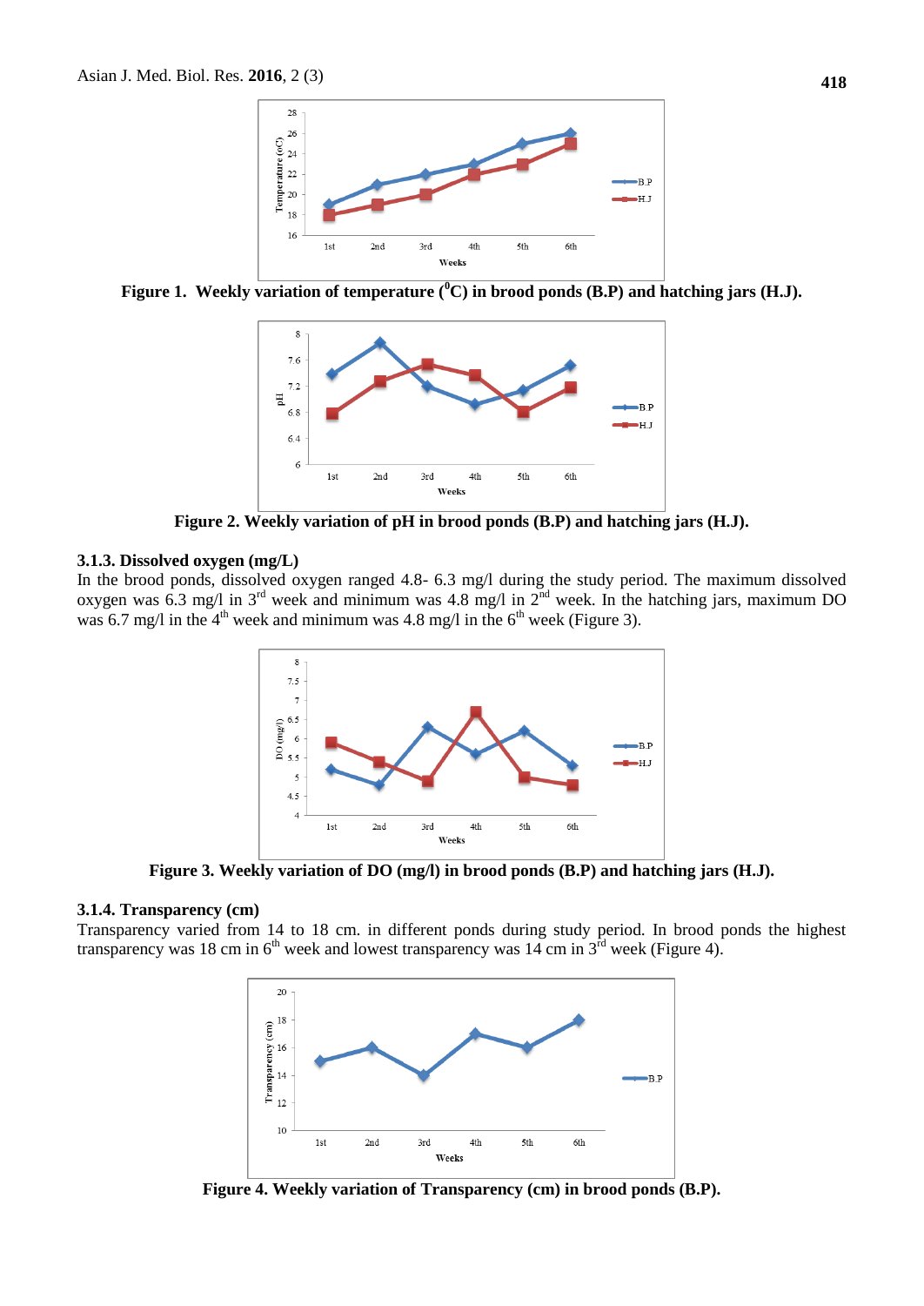Figure 1. Weekly variation of temperature ($^0$C) in brood ponds (B.P) and hatching jars (H.J).

Figure 2. Weekly variation of pH in brood ponds (B.P) and hatching jars (H.J).

### 3.1.3. Dissolved oxygen (mg/L)

In the brood ponds, dissolved oxygen ranged 4.8- 6.3 mg/l during the study period. The maximum dissolved oxygen was 6.3 mg/l in 3rd week and minimum was 4.8 mg/l in 2nd week. In the hatching jars, maximum DO was 6.7 mg/l in the 4th week and minimum was 4.8 mg/l in the 6th week (Figure 3).

Figure 3. Weekly variation of DO (mg/l) in brood ponds (B.P) and hatching jars (H.J).

### 3.1.4. Transparency (cm)

Transparency varied from 14 to 18 cm. in different ponds during study period. In brood ponds the highest transparency was 18 cm in 6th week and lowest transparency was 14 cm in 3rd week (Figure 4).

Figure 4. Weekly variation of Transparency (cm) in brood ponds (B.P).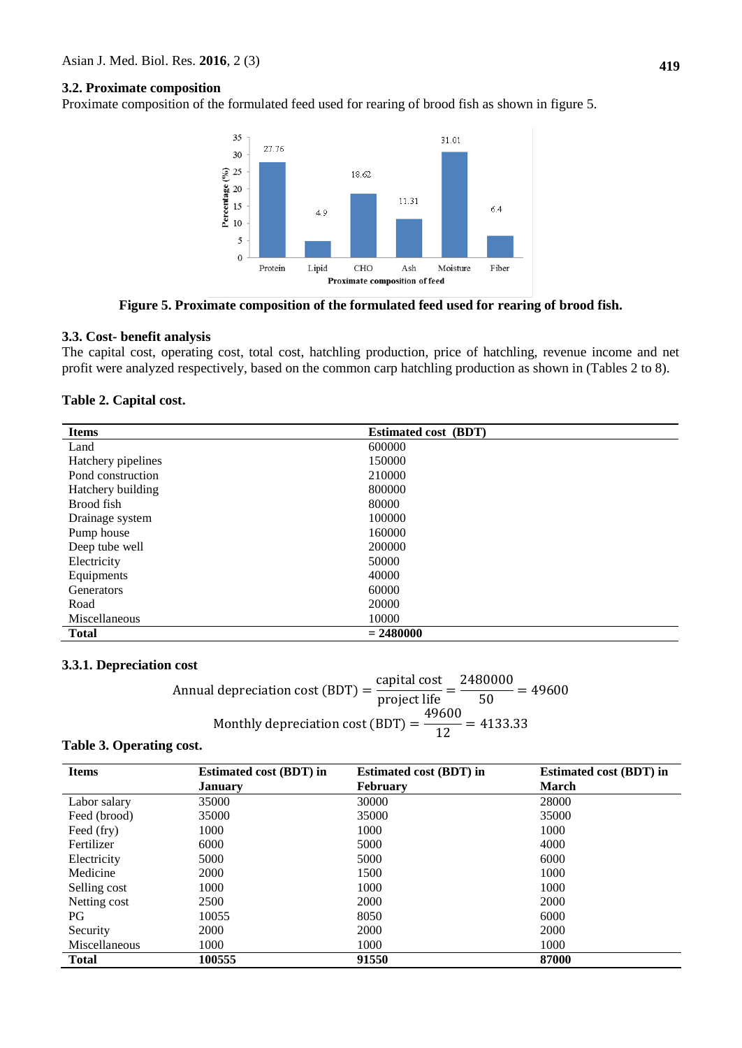### 3.2. Proximate composition

Proximate composition of the formulated feed used for rearing of brood fish as shown in figure 5.

**Figure 5. Proximate composition of the formulated feed used for rearing of brood fish.**

### 3.3. Cost- benefit analysis

The capital cost, operating cost, total cost, hatchling production, price of hatchling, revenue income and net profit were analyzed respectively, based on the common carp hatchling production as shown in (Tables 2 to 8).

**Table 2. Capital cost.**

| Items | Estimated cost (BDT) |
|---|---|
| Land | 600000 |
| Hatchery pipelines | 150000 |
| Pond construction | 210000 |
| Hatchery building | 800000 |
| Brood fish | 80000 |
| Drainage system | 100000 |
| Pump house | 160000 |
| Deep tube well | 200000 |
| Electricity | 50000 |
| Equipments | 40000 |
| Generators | 60000 |
| Road | 20000 |
| Miscellaneous | 10000 |
| **Total** | **= 2480000** |

#### 3.3.1. Depreciation cost

$$\text{Annual depreciation cost (BDT)} = \frac{\text{capital cost}}{\text{project life}} = \frac{2480000}{50} = 49600$$

$$\text{Monthly depreciation cost (BDT)} = \frac{49600}{12} = 4133.33$$

**Table 3. Operating cost.**

| Items | Estimated cost (BDT) in January | Estimated cost (BDT) in February | Estimated cost (BDT) in March |
|---|---|---|---|
| Labor salary | 35000 | 30000 | 28000 |
| Feed (brood) | 35000 | 35000 | 35000 |
| Feed (fry) | 1000 | 1000 | 1000 |
| Fertilizer | 6000 | 5000 | 4000 |
| Electricity | 5000 | 5000 | 6000 |
| Medicine | 2000 | 1500 | 1000 |
| Selling cost | 1000 | 1000 | 1000 |
| Netting cost | 2500 | 2000 | 2000 |
| PG | 10055 | 8050 | 6000 |
| Security | 2000 | 2000 | 2000 |
| Miscellaneous | 1000 | 1000 | 1000 |
| **Total** | **100555** | **91550** | **87000** |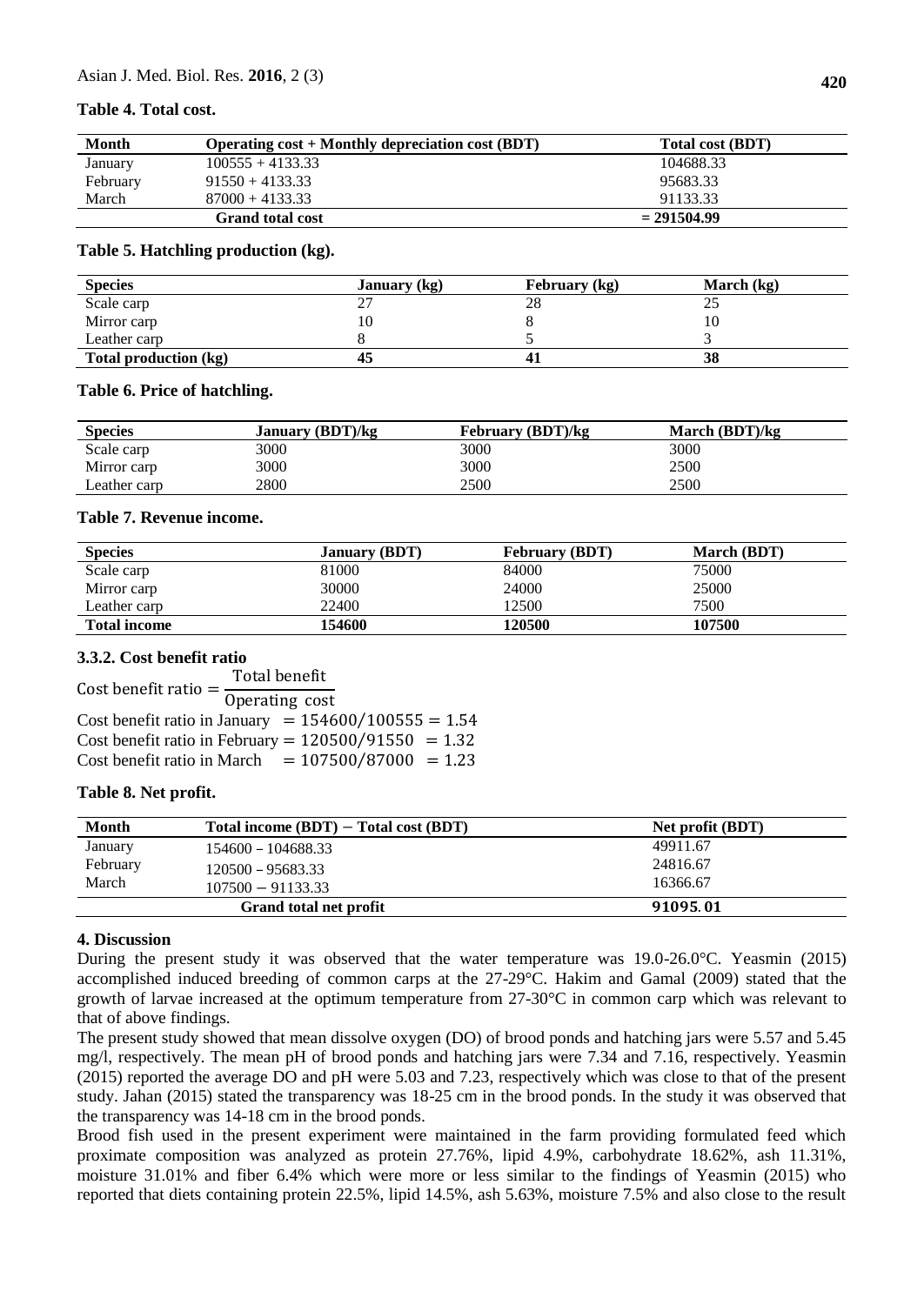**Table 4. Total cost.**

| Month | Operating cost + Monthly depreciation cost (BDT) | Total cost (BDT) |
|---|---|---|
| January | 100555 + 4133.33 | 104688.33 |
| February | 91550 + 4133.33 | 95683.33 |
| March | 87000 + 4133.33 | 91133.33 |
| | **Grand total cost** | **= 291504.99** |

**Table 5. Hatchling production (kg).**

| Species | January (kg) | February (kg) | March (kg) |
|---|---|---|---|
| Scale carp | 27 | 28 | 25 |
| Mirror carp | 10 | 8 | 10 |
| Leather carp | 8 | 5 | 3 |
| **Total production (kg)** | **45** | **41** | **38** |

**Table 6. Price of hatchling.**

| Species | January (BDT)/kg | February (BDT)/kg | March (BDT)/kg |
|---|---|---|---|
| Scale carp | 3000 | 3000 | 3000 |
| Mirror carp | 3000 | 3000 | 2500 |
| Leather carp | 2800 | 2500 | 2500 |

**Table 7. Revenue income.**

| Species | January (BDT) | February (BDT) | March (BDT) |
|---|---|---|---|
| Scale carp | 81000 | 84000 | 75000 |
| Mirror carp | 30000 | 24000 | 25000 |
| Leather carp | 22400 | 12500 | 7500 |
| **Total income** | **154600** | **120500** | **107500** |

### 3.3.2. Cost benefit ratio

$$\text{Cost benefit ratio} = \frac{\text{Total benefit}}{\text{Operating cost}}$$

Cost benefit ratio in January $= 154600/100555 = 1.54$

Cost benefit ratio in February $= 120500/91550 = 1.32$

Cost benefit ratio in March $= 107500/87000 = 1.23$

**Table 8. Net profit.**

| Month | Total income (BDT) − Total cost (BDT) | Net profit (BDT) |
|---|---|---|
| January | 154600 – 104688.33 | 49911.67 |
| February | 120500 – 95683.33 | 24816.67 |
| March | 107500 − 91133.33 | 16366.67 |
| | **Grand total net profit** | **91095.01** |

## 4. Discussion

During the present study it was observed that the water temperature was 19.0-26.0°C. Yeasmin (2015) accomplished induced breeding of common carps at the 27-29°C. Hakim and Gamal (2009) stated that the growth of larvae increased at the optimum temperature from 27-30°C in common carp which was relevant to that of above findings.

The present study showed that mean dissolve oxygen (DO) of brood ponds and hatching jars were 5.57 and 5.45 mg/l, respectively. The mean pH of brood ponds and hatching jars were 7.34 and 7.16, respectively. Yeasmin (2015) reported the average DO and pH were 5.03 and 7.23, respectively which was close to that of the present study. Jahan (2015) stated the transparency was 18-25 cm in the brood ponds. In the study it was observed that the transparency was 14-18 cm in the brood ponds.

Brood fish used in the present experiment were maintained in the farm providing formulated feed which proximate composition was analyzed as protein 27.76%, lipid 4.9%, carbohydrate 18.62%, ash 11.31%, moisture 31.01% and fiber 6.4% which were more or less similar to the findings of Yeasmin (2015) who reported that diets containing protein 22.5%, lipid 14.5%, ash 5.63%, moisture 7.5% and also close to the result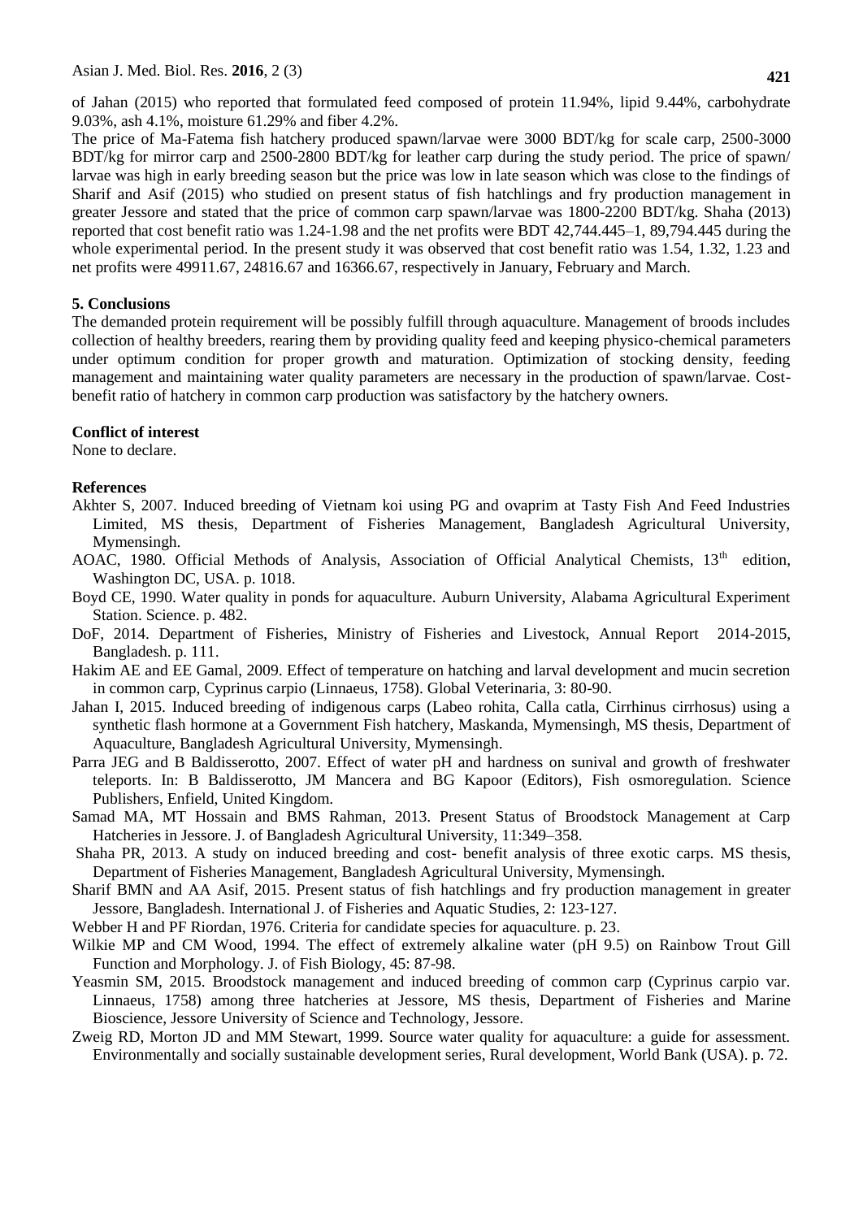of Jahan (2015) who reported that formulated feed composed of protein 11.94%, lipid 9.44%, carbohydrate 9.03%, ash 4.1%, moisture 61.29% and fiber 4.2%.

The price of Ma-Fatema fish hatchery produced spawn/larvae were 3000 BDT/kg for scale carp, 2500-3000 BDT/kg for mirror carp and 2500-2800 BDT/kg for leather carp during the study period. The price of spawn/ larvae was high in early breeding season but the price was low in late season which was close to the findings of Sharif and Asif (2015) who studied on present status of fish hatchlings and fry production management in greater Jessore and stated that the price of common carp spawn/larvae was 1800-2200 BDT/kg. Shaha (2013) reported that cost benefit ratio was 1.24-1.98 and the net profits were BDT 42,744.445–1, 89,794.445 during the whole experimental period. In the present study it was observed that cost benefit ratio was 1.54, 1.32, 1.23 and net profits were 49911.67, 24816.67 and 16366.67, respectively in January, February and March.

## 5. Conclusions

The demanded protein requirement will be possibly fulfill through aquaculture. Management of broods includes collection of healthy breeders, rearing them by providing quality feed and keeping physico-chemical parameters under optimum condition for proper growth and maturation. Optimization of stocking density, feeding management and maintaining water quality parameters are necessary in the production of spawn/larvae. Cost-benefit ratio of hatchery in common carp production was satisfactory by the hatchery owners.

## Conflict of interest

None to declare.

## References

Akhter S, 2007. Induced breeding of Vietnam koi using PG and ovaprim at Tasty Fish And Feed Industries Limited, MS thesis, Department of Fisheries Management, Bangladesh Agricultural University, Mymensingh.

AOAC, 1980. Official Methods of Analysis, Association of Official Analytical Chemists, 13th edition, Washington DC, USA. p. 1018.

Boyd CE, 1990. Water quality in ponds for aquaculture. Auburn University, Alabama Agricultural Experiment Station. Science. p. 482.

DoF, 2014. Department of Fisheries, Ministry of Fisheries and Livestock, Annual Report 2014-2015, Bangladesh. p. 111.

Hakim AE and EE Gamal, 2009. Effect of temperature on hatching and larval development and mucin secretion in common carp, Cyprinus carpio (Linnaeus, 1758). Global Veterinaria, 3: 80-90.

Jahan I, 2015. Induced breeding of indigenous carps (Labeo rohita, Calla catla, Cirrhinus cirrhosus) using a synthetic flash hormone at a Government Fish hatchery, Maskanda, Mymensingh, MS thesis, Department of Aquaculture, Bangladesh Agricultural University, Mymensingh.

Parra JEG and B Baldisserotto, 2007. Effect of water pH and hardness on sunival and growth of freshwater teleports. In: B Baldisserotto, JM Mancera and BG Kapoor (Editors), Fish osmoregulation. Science Publishers, Enfield, United Kingdom.

Samad MA, MT Hossain and BMS Rahman, 2013. Present Status of Broodstock Management at Carp Hatcheries in Jessore. J. of Bangladesh Agricultural University, 11:349–358.

Shaha PR, 2013. A study on induced breeding and cost- benefit analysis of three exotic carps. MS thesis, Department of Fisheries Management, Bangladesh Agricultural University, Mymensingh.

Sharif BMN and AA Asif, 2015. Present status of fish hatchlings and fry production management in greater Jessore, Bangladesh. International J. of Fisheries and Aquatic Studies, 2: 123-127.

Webber H and PF Riordan, 1976. Criteria for candidate species for aquaculture. p. 23.

Wilkie MP and CM Wood, 1994. The effect of extremely alkaline water (pH 9.5) on Rainbow Trout Gill Function and Morphology. J. of Fish Biology, 45: 87-98.

Yeasmin SM, 2015. Broodstock management and induced breeding of common carp (Cyprinus carpio var. Linnaeus, 1758) among three hatcheries at Jessore, MS thesis, Department of Fisheries and Marine Bioscience, Jessore University of Science and Technology, Jessore.

Zweig RD, Morton JD and MM Stewart, 1999. Source water quality for aquaculture: a guide for assessment. Environmentally and socially sustainable development series, Rural development, World Bank (USA). p. 72.